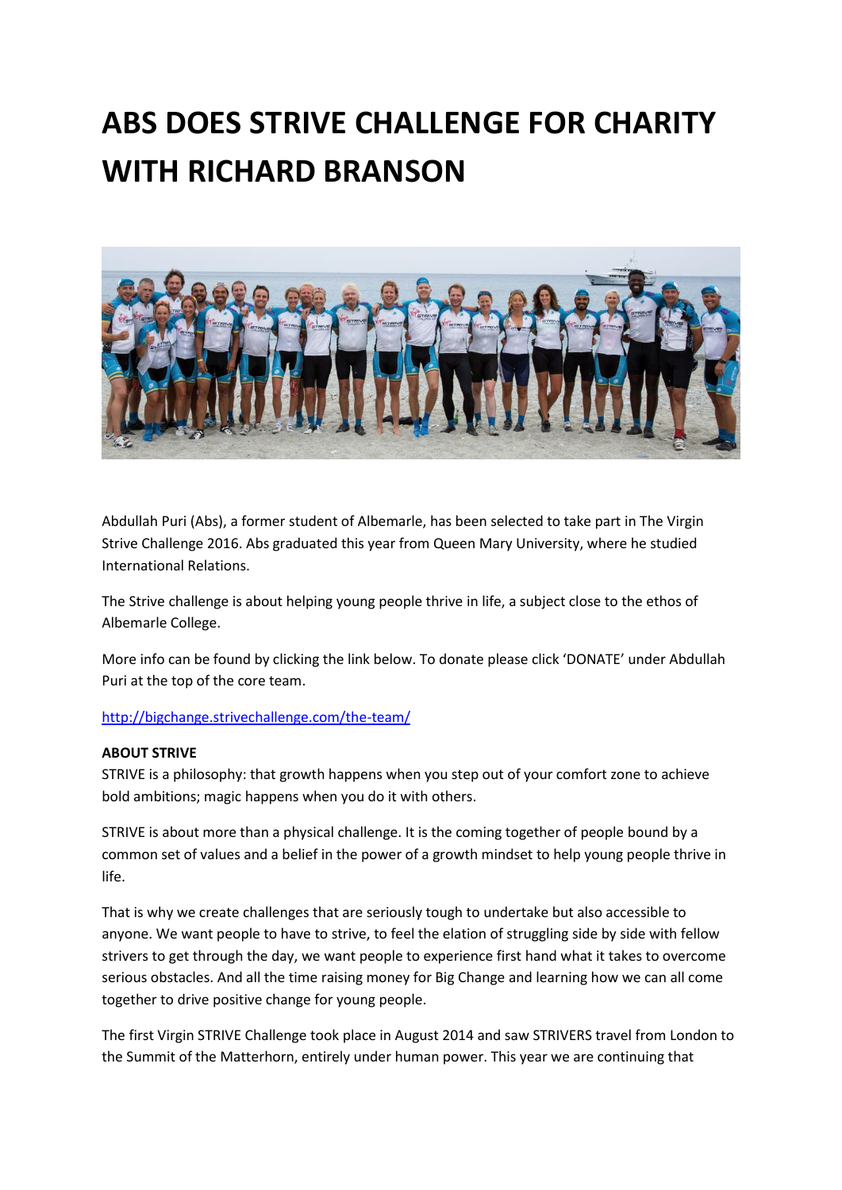# ABS DOES STRIVE CHALLENGE FOR CHARITY WITH RICHARD BRANSON

Abdullah Puri (Abs), a former student of Albemarle, has been selected to take part in The Virgin Strive Challenge 2016. Abs graduated this year from Queen Mary University, where he studied International Relations.

The Strive challenge is about helping young people thrive in life, a subject close to the ethos of Albemarle College.

More info can be found by clicking the link below. To donate please click 'DONATE' under Abdullah Puri at the top of the core team.

http://bigchange.strivechallenge.com/the-team/

**ABOUT STRIVE**

STRIVE is a philosophy: that growth happens when you step out of your comfort zone to achieve bold ambitions; magic happens when you do it with others.

STRIVE is about more than a physical challenge. It is the coming together of people bound by a common set of values and a belief in the power of a growth mindset to help young people thrive in life.

That is why we create challenges that are seriously tough to undertake but also accessible to anyone. We want people to have to strive, to feel the elation of struggling side by side with fellow strivers to get through the day, we want people to experience first hand what it takes to overcome serious obstacles. And all the time raising money for Big Change and learning how we can all come together to drive positive change for young people.

The first Virgin STRIVE Challenge took place in August 2014 and saw STRIVERS travel from London to the Summit of the Matterhorn, entirely under human power. This year we are continuing that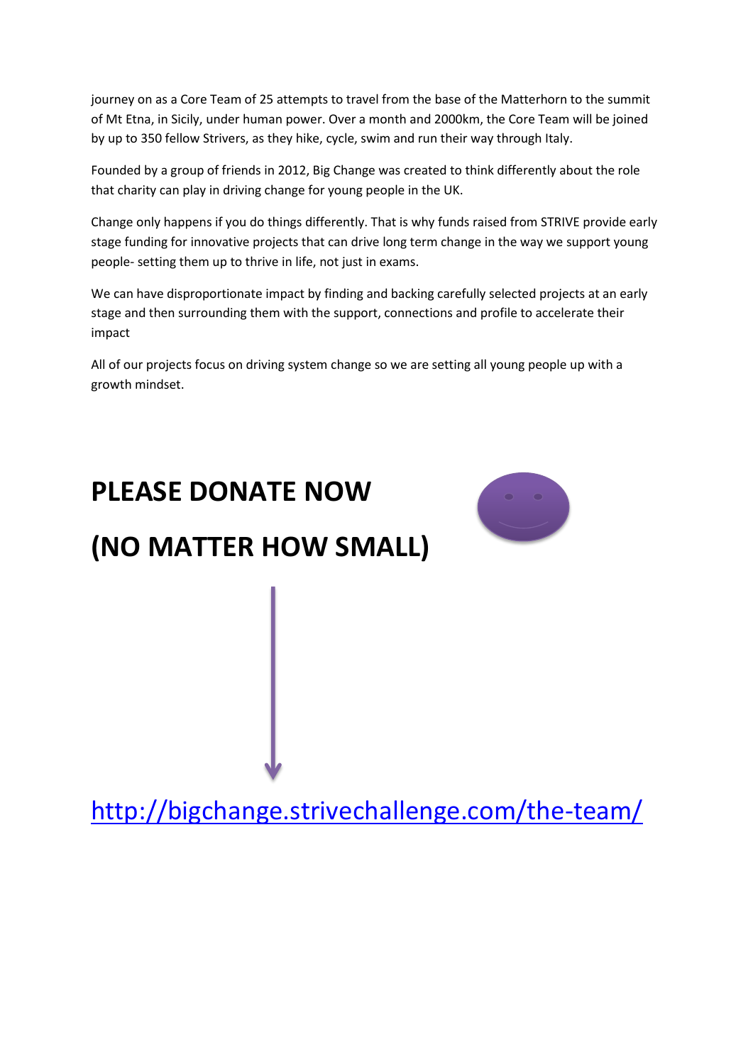journey on as a Core Team of 25 attempts to travel from the base of the Matterhorn to the summit of Mt Etna, in Sicily, under human power. Over a month and 2000km, the Core Team will be joined by up to 350 fellow Strivers, as they hike, cycle, swim and run their way through Italy.

Founded by a group of friends in 2012, Big Change was created to think differently about the role that charity can play in driving change for young people in the UK.

Change only happens if you do things differently. That is why funds raised from STRIVE provide early stage funding for innovative projects that can drive long term change in the way we support young people- setting them up to thrive in life, not just in exams.

We can have disproportionate impact by finding and backing carefully selected projects at an early stage and then surrounding them with the support, connections and profile to accelerate their impact

All of our projects focus on driving system change so we are setting all young people up with a growth mindset.

# PLEASE DONATE NOW

# (NO MATTER HOW SMALL)

http://bigchange.strivechallenge.com/the-team/